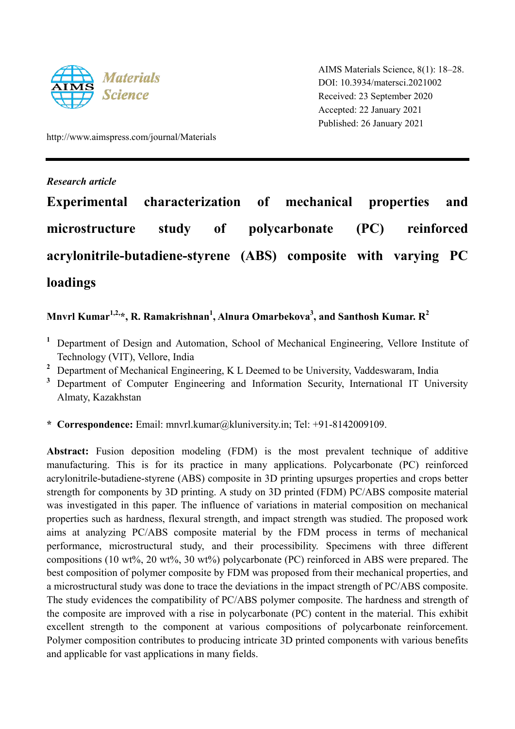AIMS Materials Science, 8(1): 18–28.
DOI: 10.3934/matersci.2021002
Received: 23 September 2020
Accepted: 22 January 2021
Published: 26 January 2021

http://www.aimspress.com/journal/Materials

*Research article*

# Experimental characterization of mechanical properties and microstructure study of polycarbonate (PC) reinforced acrylonitrile-butadiene-styrene (ABS) composite with varying PC loadings

**Mnvrl Kumar[1,2,*], R. Ramakrishnan[1], Alnura Omarbekova[3], and Santhosh Kumar. R[2]**

[1] Department of Design and Automation, School of Mechanical Engineering, Vellore Institute of Technology (VIT), Vellore, India

[2] Department of Mechanical Engineering, K L Deemed to be University, Vaddeswaram, India

[3] Department of Computer Engineering and Information Security, International IT University Almaty, Kazakhstan

**\* Correspondence:** Email: mnvrl.kumar@kluniversity.in; Tel: +91-8142009109.

**Abstract:** Fusion deposition modeling (FDM) is the most prevalent technique of additive manufacturing. This is for its practice in many applications. Polycarbonate (PC) reinforced acrylonitrile-butadiene-styrene (ABS) composite in 3D printing upsurges properties and crops better strength for components by 3D printing. A study on 3D printed (FDM) PC/ABS composite material was investigated in this paper. The influence of variations in material composition on mechanical properties such as hardness, flexural strength, and impact strength was studied. The proposed work aims at analyzing PC/ABS composite material by the FDM process in terms of mechanical performance, microstructural study, and their processibility. Specimens with three different compositions (10 wt%, 20 wt%, 30 wt%) polycarbonate (PC) reinforced in ABS were prepared. The best composition of polymer composite by FDM was proposed from their mechanical properties, and a microstructural study was done to trace the deviations in the impact strength of PC/ABS composite. The study evidences the compatibility of PC/ABS polymer composite. The hardness and strength of the composite are improved with a rise in polycarbonate (PC) content in the material. This exhibit excellent strength to the component at various compositions of polycarbonate reinforcement. Polymer composition contributes to producing intricate 3D printed components with various benefits and applicable for vast applications in many fields.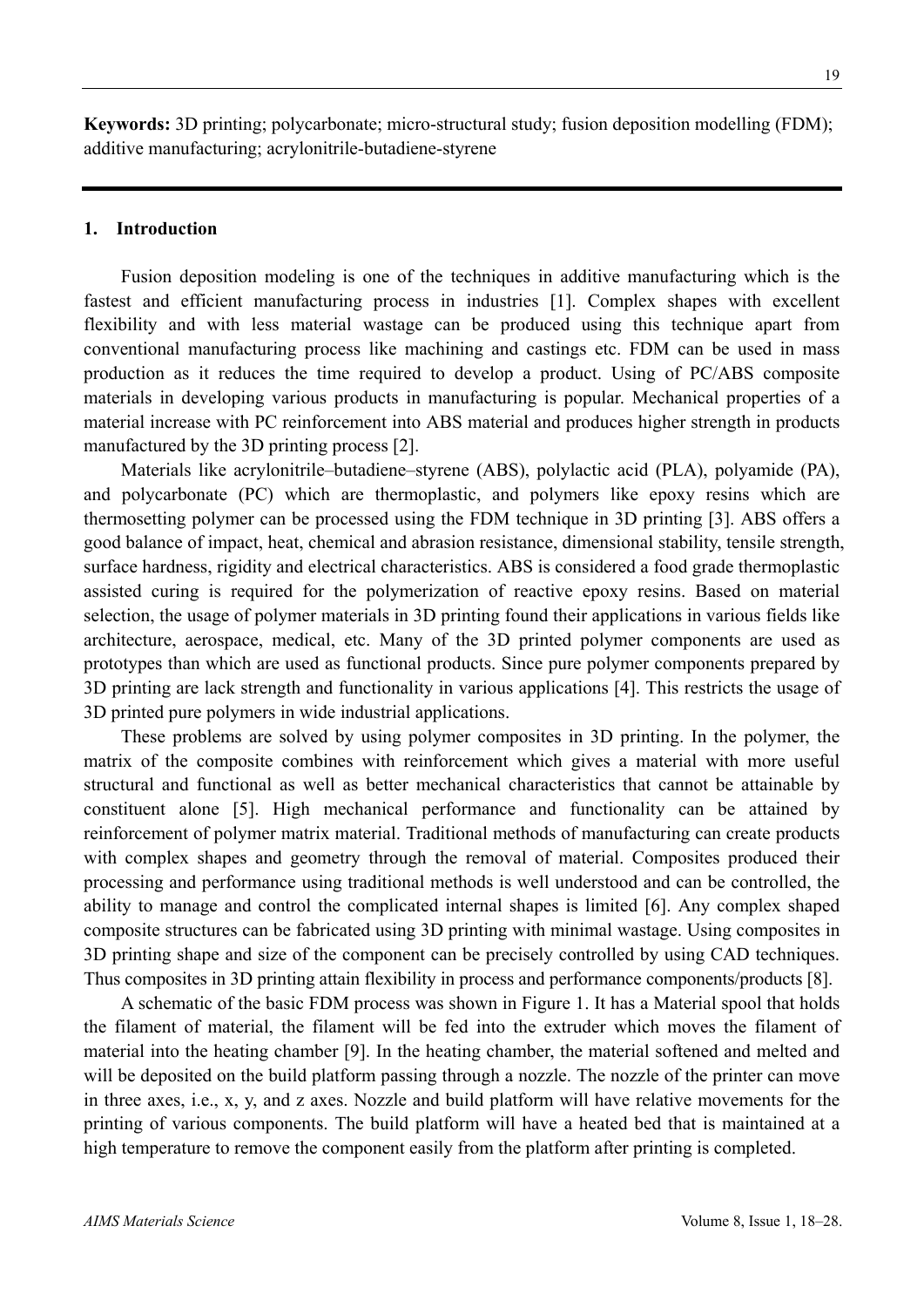**Keywords:** 3D printing; polycarbonate; micro-structural study; fusion deposition modelling (FDM); additive manufacturing; acrylonitrile-butadiene-styrene

## 1. Introduction

Fusion deposition modeling is one of the techniques in additive manufacturing which is the fastest and efficient manufacturing process in industries [1]. Complex shapes with excellent flexibility and with less material wastage can be produced using this technique apart from conventional manufacturing process like machining and castings etc. FDM can be used in mass production as it reduces the time required to develop a product. Using of PC/ABS composite materials in developing various products in manufacturing is popular. Mechanical properties of a material increase with PC reinforcement into ABS material and produces higher strength in products manufactured by the 3D printing process [2].

Materials like acrylonitrile–butadiene–styrene (ABS), polylactic acid (PLA), polyamide (PA), and polycarbonate (PC) which are thermoplastic, and polymers like epoxy resins which are thermosetting polymer can be processed using the FDM technique in 3D printing [3]. ABS offers a good balance of impact, heat, chemical and abrasion resistance, dimensional stability, tensile strength, surface hardness, rigidity and electrical characteristics. ABS is considered a food grade thermoplastic assisted curing is required for the polymerization of reactive epoxy resins. Based on material selection, the usage of polymer materials in 3D printing found their applications in various fields like architecture, aerospace, medical, etc. Many of the 3D printed polymer components are used as prototypes than which are used as functional products. Since pure polymer components prepared by 3D printing are lack strength and functionality in various applications [4]. This restricts the usage of 3D printed pure polymers in wide industrial applications.

These problems are solved by using polymer composites in 3D printing. In the polymer, the matrix of the composite combines with reinforcement which gives a material with more useful structural and functional as well as better mechanical characteristics that cannot be attainable by constituent alone [5]. High mechanical performance and functionality can be attained by reinforcement of polymer matrix material. Traditional methods of manufacturing can create products with complex shapes and geometry through the removal of material. Composites produced their processing and performance using traditional methods is well understood and can be controlled, the ability to manage and control the complicated internal shapes is limited [6]. Any complex shaped composite structures can be fabricated using 3D printing with minimal wastage. Using composites in 3D printing shape and size of the component can be precisely controlled by using CAD techniques. Thus composites in 3D printing attain flexibility in process and performance components/products [8].

A schematic of the basic FDM process was shown in Figure 1. It has a Material spool that holds the filament of material, the filament will be fed into the extruder which moves the filament of material into the heating chamber [9]. In the heating chamber, the material softened and melted and will be deposited on the build platform passing through a nozzle. The nozzle of the printer can move in three axes, i.e., x, y, and z axes. Nozzle and build platform will have relative movements for the printing of various components. The build platform will have a heated bed that is maintained at a high temperature to remove the component easily from the platform after printing is completed.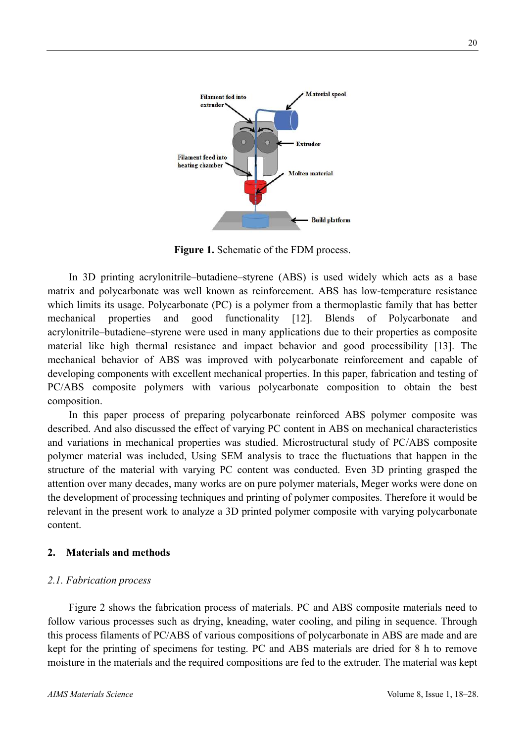Filament fed into extruder

Material spool

Extruder

Filament feed into heating chamber

Molten material

Build platform

**Figure 1.** Schematic of the FDM process.

In 3D printing acrylonitrile–butadiene–styrene (ABS) is used widely which acts as a base matrix and polycarbonate was well known as reinforcement. ABS has low-temperature resistance which limits its usage. Polycarbonate (PC) is a polymer from a thermoplastic family that has better mechanical properties and good functionality [12]. Blends of Polycarbonate and acrylonitrile–butadiene–styrene were used in many applications due to their properties as composite material like high thermal resistance and impact behavior and good processibility [13]. The mechanical behavior of ABS was improved with polycarbonate reinforcement and capable of developing components with excellent mechanical properties. In this paper, fabrication and testing of PC/ABS composite polymers with various polycarbonate composition to obtain the best composition.

In this paper process of preparing polycarbonate reinforced ABS polymer composite was described. And also discussed the effect of varying PC content in ABS on mechanical characteristics and variations in mechanical properties was studied. Microstructural study of PC/ABS composite polymer material was included, Using SEM analysis to trace the fluctuations that happen in the structure of the material with varying PC content was conducted. Even 3D printing grasped the attention over many decades, many works are on pure polymer materials, Meger works were done on the development of processing techniques and printing of polymer composites. Therefore it would be relevant in the present work to analyze a 3D printed polymer composite with varying polycarbonate content.

## 2. Materials and methods

### *2.1. Fabrication process*

Figure 2 shows the fabrication process of materials. PC and ABS composite materials need to follow various processes such as drying, kneading, water cooling, and piling in sequence. Through this process filaments of PC/ABS of various compositions of polycarbonate in ABS are made and are kept for the printing of specimens for testing. PC and ABS materials are dried for 8 h to remove moisture in the materials and the required compositions are fed to the extruder. The material was kept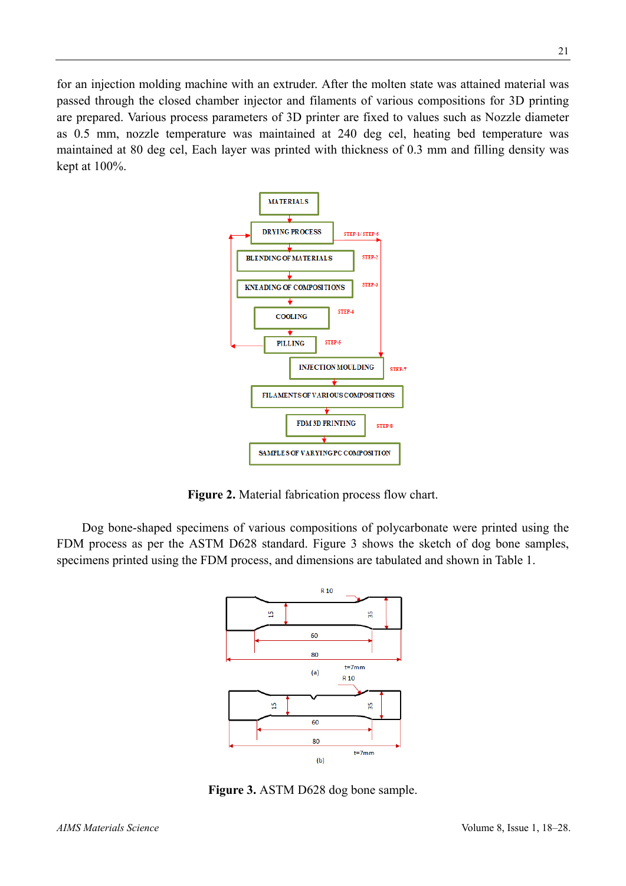for an injection molding machine with an extruder. After the molten state was attained material was passed through the closed chamber injector and filaments of various compositions for 3D printing are prepared. Various process parameters of 3D printer are fixed to values such as Nozzle diameter as 0.5 mm, nozzle temperature was maintained at 240 deg cel, heating bed temperature was maintained at 80 deg cel, Each layer was printed with thickness of 0.3 mm and filling density was kept at 100%.

MATERIALS

DRYING PROCESS

STEP-1/ STEP-6

BLENDING OF MATERIALS

STEP-2

KNEADING OF COMPOSITIONS

STEP-3

COOLING

STEP-4

PILLING

STEP-5

INJECTION MOULDING

STEP-7

FILAMENTS OF VARIOUS COMPOSITIONS

FDM 3D PRINTING

STEP-8

SAMPLES OF VARYING PC COMPOSITION

**Figure 2.** Material fabrication process flow chart.

Dog bone-shaped specimens of various compositions of polycarbonate were printed using the FDM process as per the ASTM D628 standard. Figure 3 shows the sketch of dog bone samples, specimens printed using the FDM process, and dimensions are tabulated and shown in Table 1.

R 10

15

35

60

80

(a)

t=7mm

R 10

15

35

60

80

t=7mm

(b)

**Figure 3.** ASTM D628 dog bone sample.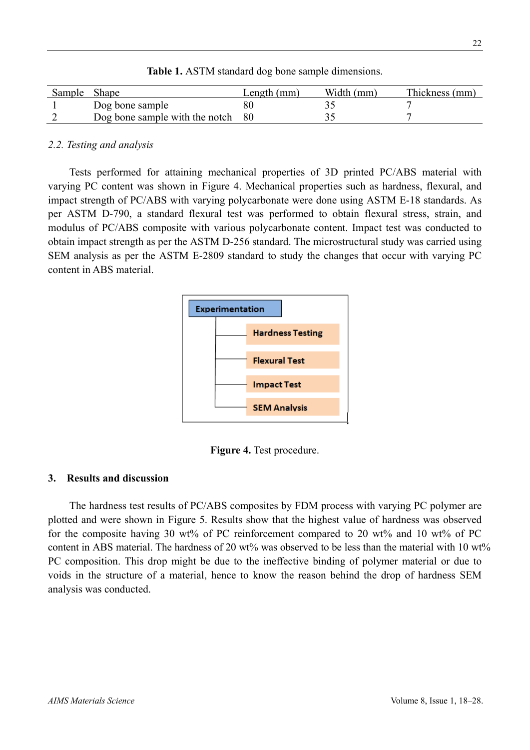**Table 1.** ASTM standard dog bone sample dimensions.

| Sample | Shape | Length (mm) | Width (mm) | Thickness (mm) |
|---|---|---|---|---|
| 1 | Dog bone sample | 80 | 35 | 7 |
| 2 | Dog bone sample with the notch | 80 | 35 | 7 |

### *2.2. Testing and analysis*

Tests performed for attaining mechanical properties of 3D printed PC/ABS material with varying PC content was shown in Figure 4. Mechanical properties such as hardness, flexural, and impact strength of PC/ABS with varying polycarbonate were done using ASTM E-18 standards. As per ASTM D-790, a standard flexural test was performed to obtain flexural stress, strain, and modulus of PC/ABS composite with various polycarbonate content. Impact test was conducted to obtain impact strength as per the ASTM D-256 standard. The microstructural study was carried using SEM analysis as per the ASTM E-2809 standard to study the changes that occur with varying PC content in ABS material.

Experimentation

Hardness Testing

Flexural Test

Impact Test

SEM Analysis

**Figure 4.** Test procedure.

## 3. Results and discussion

The hardness test results of PC/ABS composites by FDM process with varying PC polymer are plotted and were shown in Figure 5. Results show that the highest value of hardness was observed for the composite having 30 wt% of PC reinforcement compared to 20 wt% and 10 wt% of PC content in ABS material. The hardness of 20 wt% was observed to be less than the material with 10 wt% PC composition. This drop might be due to the ineffective binding of polymer material or due to voids in the structure of a material, hence to know the reason behind the drop of hardness SEM analysis was conducted.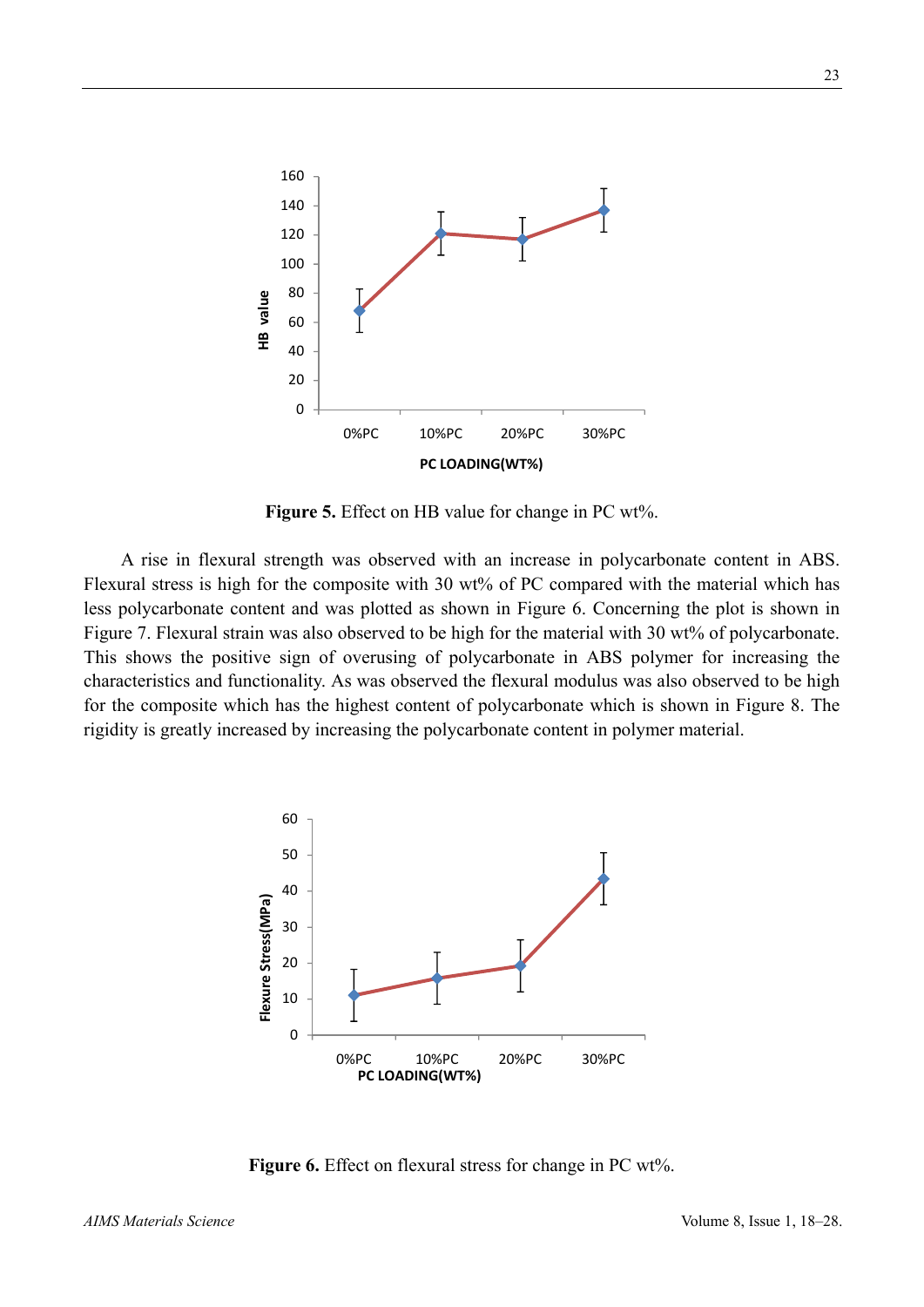160
140
120
100
80
60
40
20
0

HB value

0%PC 10%PC 20%PC 30%PC

PC LOADING(WT%)

**Figure 5.** Effect on HB value for change in PC wt%.

A rise in flexural strength was observed with an increase in polycarbonate content in ABS. Flexural stress is high for the composite with 30 wt% of PC compared with the material which has less polycarbonate content and was plotted as shown in Figure 6. Concerning the plot is shown in Figure 7. Flexural strain was also observed to be high for the material with 30 wt% of polycarbonate. This shows the positive sign of overusing of polycarbonate in ABS polymer for increasing the characteristics and functionality. As was observed the flexural modulus was also observed to be high for the composite which has the highest content of polycarbonate which is shown in Figure 8. The rigidity is greatly increased by increasing the polycarbonate content in polymer material.

60
50
40
30
20
10
0

Flexure Stress(MPa)

0%PC 10%PC 20%PC 30%PC

PC LOADING(WT%)

**Figure 6.** Effect on flexural stress for change in PC wt%.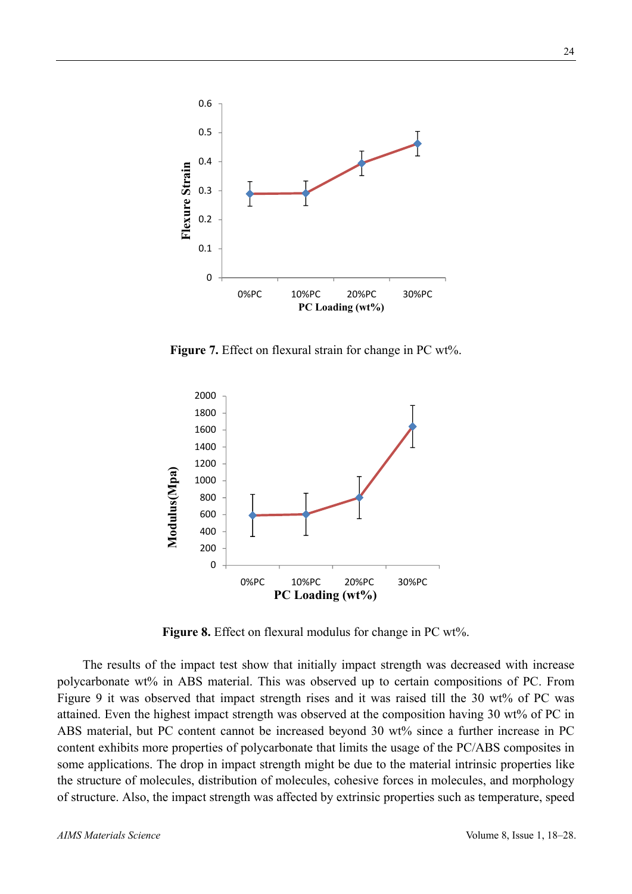0.6
0.5
0.4
0.3
0.2
0.1
0

Flexure Strain

0%PC
10%PC
20%PC
30%PC

PC Loading (wt%)

**Figure 7.** Effect on flexural strain for change in PC wt%.

2000
1800
1600
1400
1200
1000
800
600
400
200
0

Modulus(Mpa)

0%PC
10%PC
20%PC
30%PC

PC Loading (wt%)

**Figure 8.** Effect on flexural modulus for change in PC wt%.

The results of the impact test show that initially impact strength was decreased with increase polycarbonate wt% in ABS material. This was observed up to certain compositions of PC. From Figure 9 it was observed that impact strength rises and it was raised till the 30 wt% of PC was attained. Even the highest impact strength was observed at the composition having 30 wt% of PC in ABS material, but PC content cannot be increased beyond 30 wt% since a further increase in PC content exhibits more properties of polycarbonate that limits the usage of the PC/ABS composites in some applications. The drop in impact strength might be due to the material intrinsic properties like the structure of molecules, distribution of molecules, cohesive forces in molecules, and morphology of structure. Also, the impact strength was affected by extrinsic properties such as temperature, speed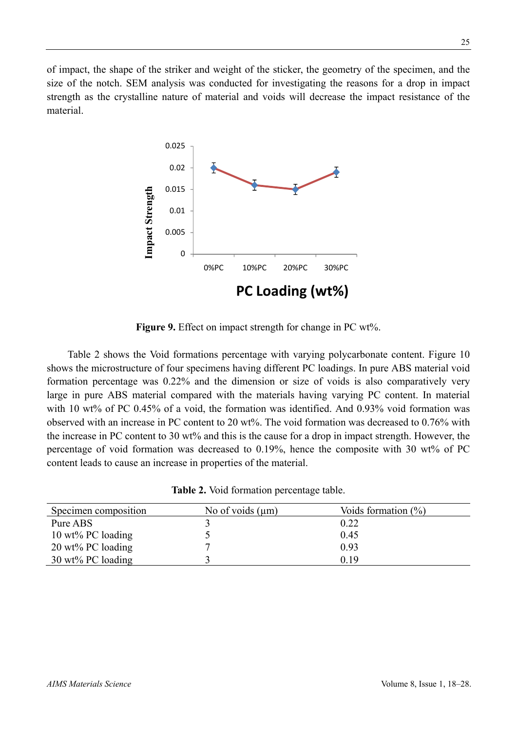of impact, the shape of the striker and weight of the sticker, the geometry of the specimen, and the size of the notch. SEM analysis was conducted for investigating the reasons for a drop in impact strength as the crystalline nature of material and voids will decrease the impact resistance of the material.

Impact Strength

0.025
0.02
0.015
0.01
0.005
0

0%PC
10%PC
20%PC
30%PC

PC Loading (wt%)

**Figure 9.** Effect on impact strength for change in PC wt%.

Table 2 shows the Void formations percentage with varying polycarbonate content. Figure 10 shows the microstructure of four specimens having different PC loadings. In pure ABS material void formation percentage was 0.22% and the dimension or size of voids is also comparatively very large in pure ABS material compared with the materials having varying PC content. In material with 10 wt% of PC 0.45% of a void, the formation was identified. And 0.93% void formation was observed with an increase in PC content to 20 wt%. The void formation was decreased to 0.76% with the increase in PC content to 30 wt% and this is the cause for a drop in impact strength. However, the percentage of void formation was decreased to 0.19%, hence the composite with 30 wt% of PC content leads to cause an increase in properties of the material.

**Table 2.** Void formation percentage table.

| Specimen composition | No of voids (μm) | Voids formation (%) |
| --- | --- | --- |
| Pure ABS | 3 | 0.22 |
| 10 wt% PC loading | 5 | 0.45 |
| 20 wt% PC loading | 7 | 0.93 |
| 30 wt% PC loading | 3 | 0.19 |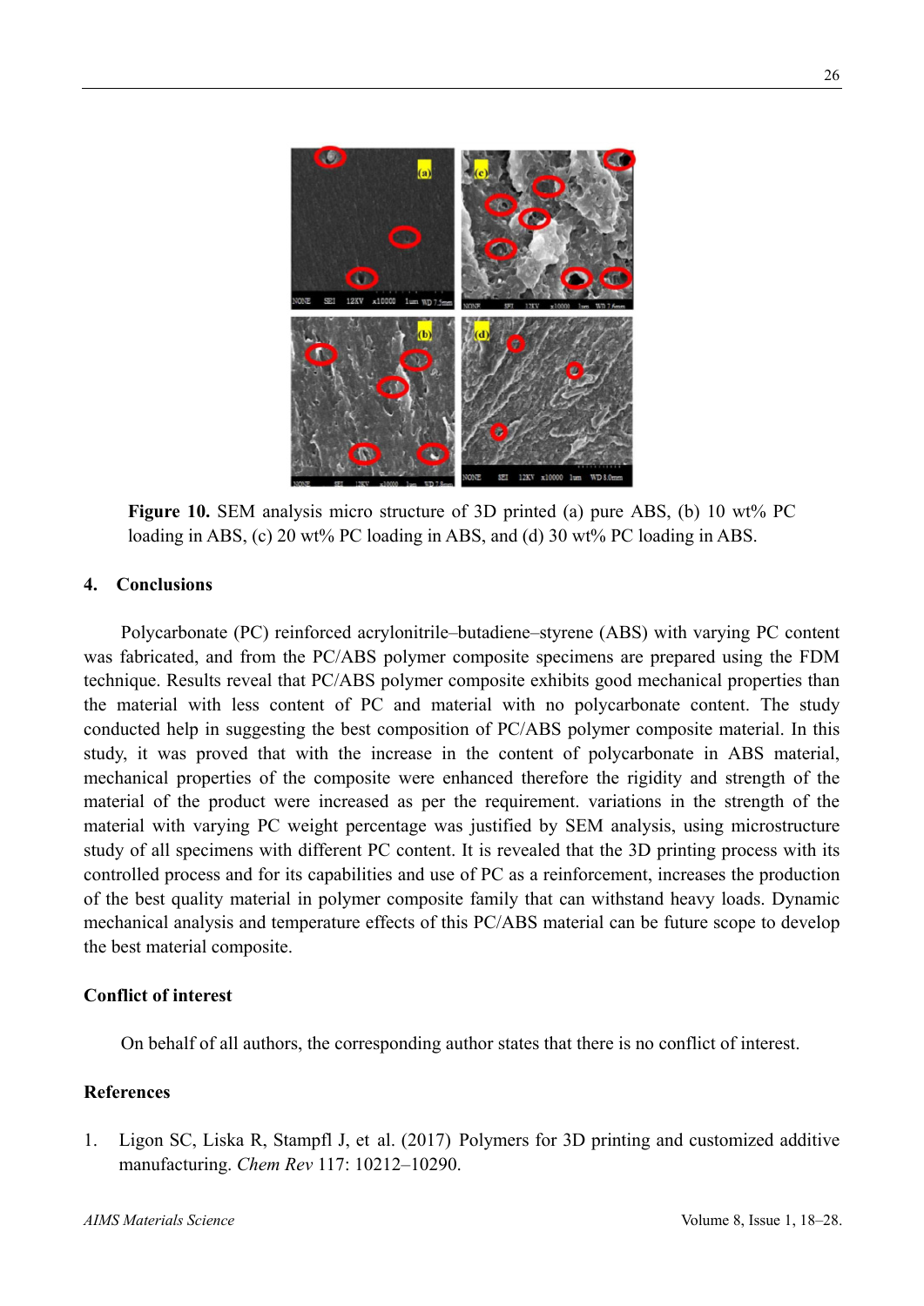Figure 10. SEM analysis micro structure of 3D printed (a) pure ABS, (b) 10 wt% PC loading in ABS, (c) 20 wt% PC loading in ABS, and (d) 30 wt% PC loading in ABS.

## 4. Conclusions

Polycarbonate (PC) reinforced acrylonitrile–butadiene–styrene (ABS) with varying PC content was fabricated, and from the PC/ABS polymer composite specimens are prepared using the FDM technique. Results reveal that PC/ABS polymer composite exhibits good mechanical properties than the material with less content of PC and material with no polycarbonate content. The study conducted help in suggesting the best composition of PC/ABS polymer composite material. In this study, it was proved that with the increase in the content of polycarbonate in ABS material, mechanical properties of the composite were enhanced therefore the rigidity and strength of the material of the product were increased as per the requirement. variations in the strength of the material with varying PC weight percentage was justified by SEM analysis, using microstructure study of all specimens with different PC content. It is revealed that the 3D printing process with its controlled process and for its capabilities and use of PC as a reinforcement, increases the production of the best quality material in polymer composite family that can withstand heavy loads. Dynamic mechanical analysis and temperature effects of this PC/ABS material can be future scope to develop the best material composite.

## Conflict of interest

On behalf of all authors, the corresponding author states that there is no conflict of interest.

## References

1. Ligon SC, Liska R, Stampfl J, et al. (2017) Polymers for 3D printing and customized additive manufacturing. *Chem Rev* 117: 10212–10290.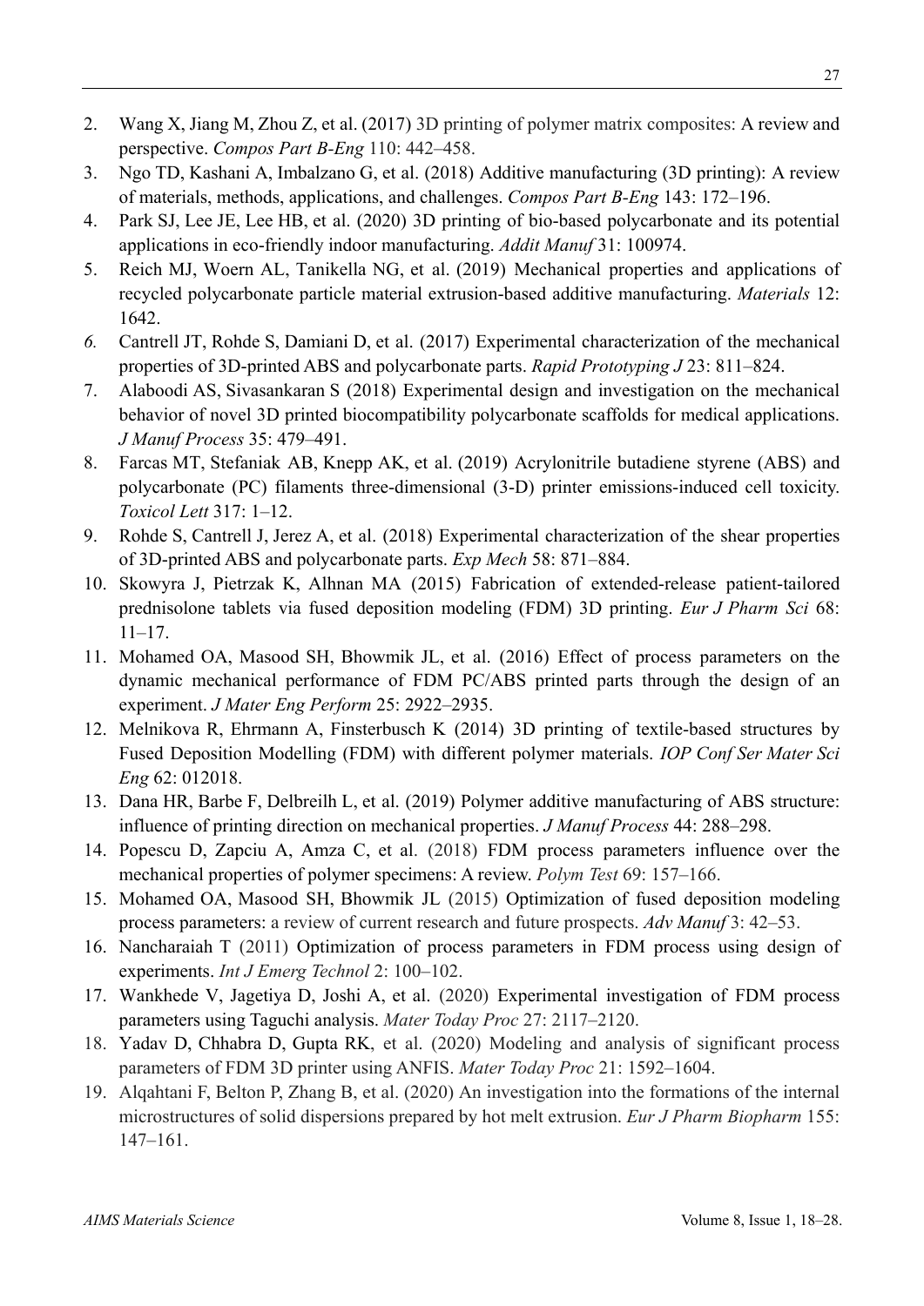2. Wang X, Jiang M, Zhou Z, et al. (2017) 3D printing of polymer matrix composites: A review and perspective. *Compos Part B-Eng* 110: 442–458.
3. Ngo TD, Kashani A, Imbalzano G, et al. (2018) Additive manufacturing (3D printing): A review of materials, methods, applications, and challenges. *Compos Part B-Eng* 143: 172–196.
4. Park SJ, Lee JE, Lee HB, et al. (2020) 3D printing of bio-based polycarbonate and its potential applications in eco-friendly indoor manufacturing. *Addit Manuf* 31: 100974.
5. Reich MJ, Woern AL, Tanikella NG, et al. (2019) Mechanical properties and applications of recycled polycarbonate particle material extrusion-based additive manufacturing. *Materials* 12: 1642.
6. Cantrell JT, Rohde S, Damiani D, et al. (2017) Experimental characterization of the mechanical properties of 3D-printed ABS and polycarbonate parts. *Rapid Prototyping J* 23: 811–824.
7. Alaboodi AS, Sivasankaran S (2018) Experimental design and investigation on the mechanical behavior of novel 3D printed biocompatibility polycarbonate scaffolds for medical applications. *J Manuf Process* 35: 479–491.
8. Farcas MT, Stefaniak AB, Knepp AK, et al. (2019) Acrylonitrile butadiene styrene (ABS) and polycarbonate (PC) filaments three-dimensional (3-D) printer emissions-induced cell toxicity. *Toxicol Lett* 317: 1–12.
9. Rohde S, Cantrell J, Jerez A, et al. (2018) Experimental characterization of the shear properties of 3D-printed ABS and polycarbonate parts. *Exp Mech* 58: 871–884.
10. Skowyra J, Pietrzak K, Alhnan MA (2015) Fabrication of extended-release patient-tailored prednisolone tablets via fused deposition modeling (FDM) 3D printing. *Eur J Pharm Sci* 68: 11–17.
11. Mohamed OA, Masood SH, Bhowmik JL, et al. (2016) Effect of process parameters on the dynamic mechanical performance of FDM PC/ABS printed parts through the design of an experiment. *J Mater Eng Perform* 25: 2922–2935.
12. Melnikova R, Ehrmann A, Finsterbusch K (2014) 3D printing of textile-based structures by Fused Deposition Modelling (FDM) with different polymer materials. *IOP Conf Ser Mater Sci Eng* 62: 012018.
13. Dana HR, Barbe F, Delbreilh L, et al. (2019) Polymer additive manufacturing of ABS structure: influence of printing direction on mechanical properties. *J Manuf Process* 44: 288–298.
14. Popescu D, Zapciu A, Amza C, et al. (2018) FDM process parameters influence over the mechanical properties of polymer specimens: A review. *Polym Test* 69: 157–166.
15. Mohamed OA, Masood SH, Bhowmik JL (2015) Optimization of fused deposition modeling process parameters: a review of current research and future prospects. *Adv Manuf* 3: 42–53.
16. Nancharaiah T (2011) Optimization of process parameters in FDM process using design of experiments. *Int J Emerg Technol* 2: 100–102.
17. Wankhede V, Jagetiya D, Joshi A, et al. (2020) Experimental investigation of FDM process parameters using Taguchi analysis. *Mater Today Proc* 27: 2117–2120.
18. Yadav D, Chhabra D, Gupta RK, et al. (2020) Modeling and analysis of significant process parameters of FDM 3D printer using ANFIS. *Mater Today Proc* 21: 1592–1604.
19. Alqahtani F, Belton P, Zhang B, et al. (2020) An investigation into the formations of the internal microstructures of solid dispersions prepared by hot melt extrusion. *Eur J Pharm Biopharm* 155: 147–161.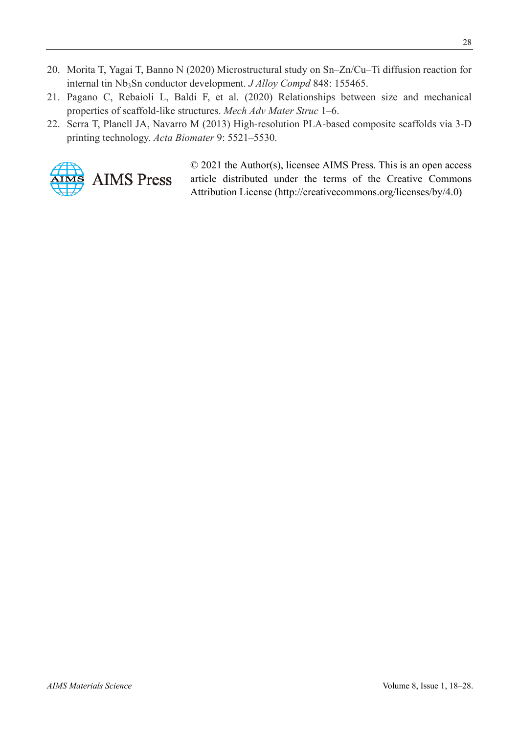20. Morita T, Yagai T, Banno N (2020) Microstructural study on Sn–Zn/Cu–Ti diffusion reaction for internal tin $Nb_3Sn$ conductor development. *J Alloy Compd* 848: 155465.
21. Pagano C, Rebaioli L, Baldi F, et al. (2020) Relationships between size and mechanical properties of scaffold-like structures. *Mech Adv Mater Struc* 1–6.
22. Serra T, Planell JA, Navarro M (2013) High-resolution PLA-based composite scaffolds via 3-D printing technology. *Acta Biomater* 9: 5521–5530.

AIMS Press

© 2021 the Author(s), licensee AIMS Press. This is an open access article distributed under the terms of the Creative Commons Attribution License (http://creativecommons.org/licenses/by/4.0)